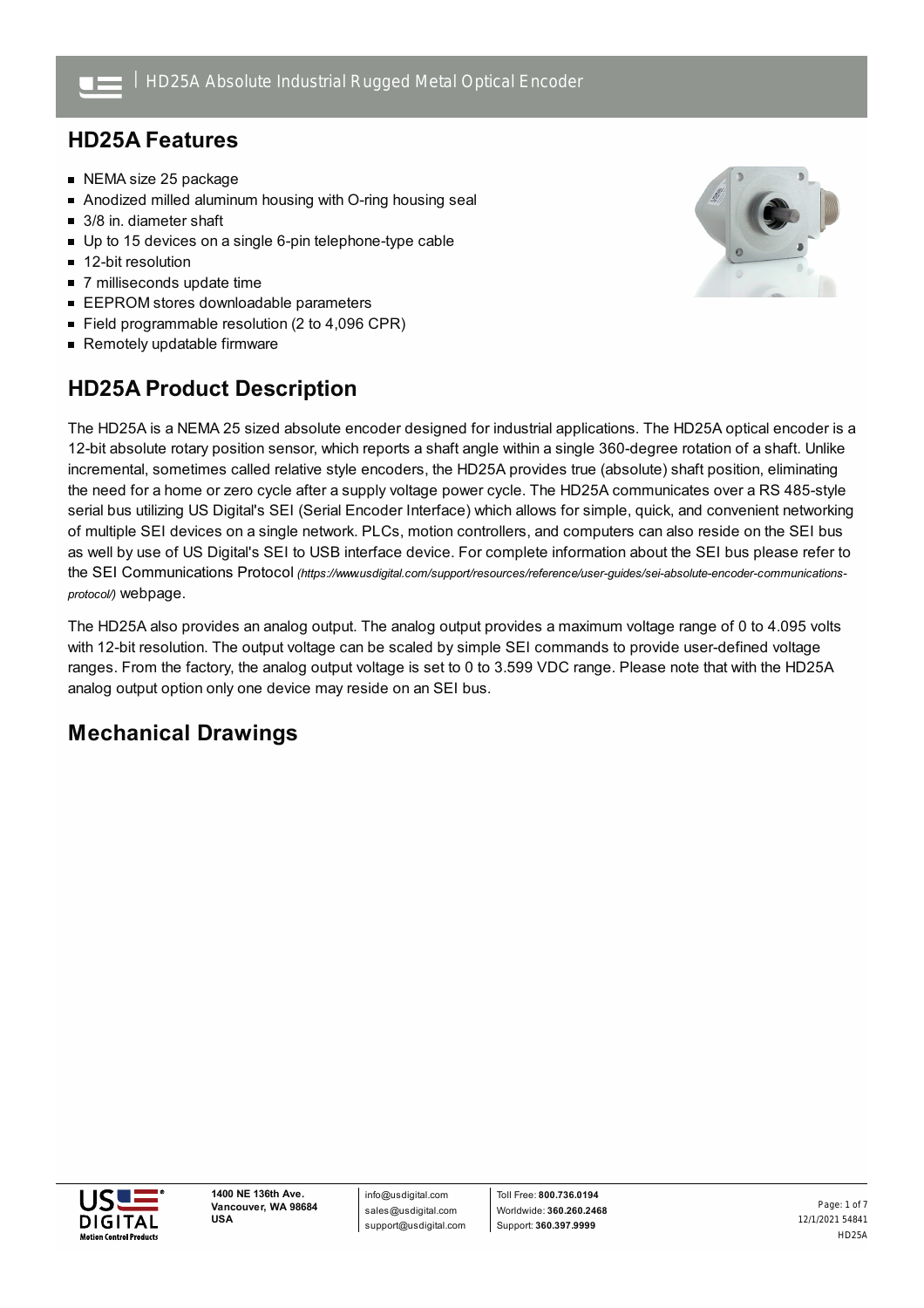# HD25A Absolute Industrial Rugged Metal Optical Encoder

## HD25A Features

- NEMA size 25 package
- Anodized milled aluminum housing with O-ring housing seal
- 3/8 in. diameter shaft
- Up to 15 devices on a single 6-pin telephone-type cable
- 12-bit resolution
- 7 milliseconds update time
- EEPROM stores downloadable parameters
- Field programmable resolution (2 to 4,096 CPR)
- Remotely updatable firmware

## HD25A Product Description

The HD25A is a NEMA 25 sized absolute encoder designed for industrial applications. The HD25A optical encoder is a 12-bit absolute rotary position sensor, which reports a shaft angle within a single 360-degree rotation of a shaft. Unlike incremental, sometimes called relative style encoders, the HD25A provides true (absolute) shaft position, eliminating the need for a home or zero cycle after a supply voltage power cycle. The HD25A communicates over a RS 485-style serial bus utilizing US Digital's SEI (Serial Encoder Interface) which allows for simple, quick, and convenient networking of multiple SEI devices on a single network. PLCs, motion controllers, and computers can also reside on the SEI bus as well by use of US Digital's SEI to USB interface device. For complete information about the SEI bus please refer to the SEI Communications Protocol *(https://www.usdigital.com/support/resources/reference/user-guides/sei-absolute-encoder-communications-protocol/)* webpage.

The HD25A also provides an analog output. The analog output provides a maximum voltage range of 0 to 4.095 volts with 12-bit resolution. The output voltage can be scaled by simple SEI commands to provide user-defined voltage ranges. From the factory, the analog output voltage is set to 0 to 3.599 VDC range. Please note that with the HD25A analog output option only one device may reside on an SEI bus.

## Mechanical Drawings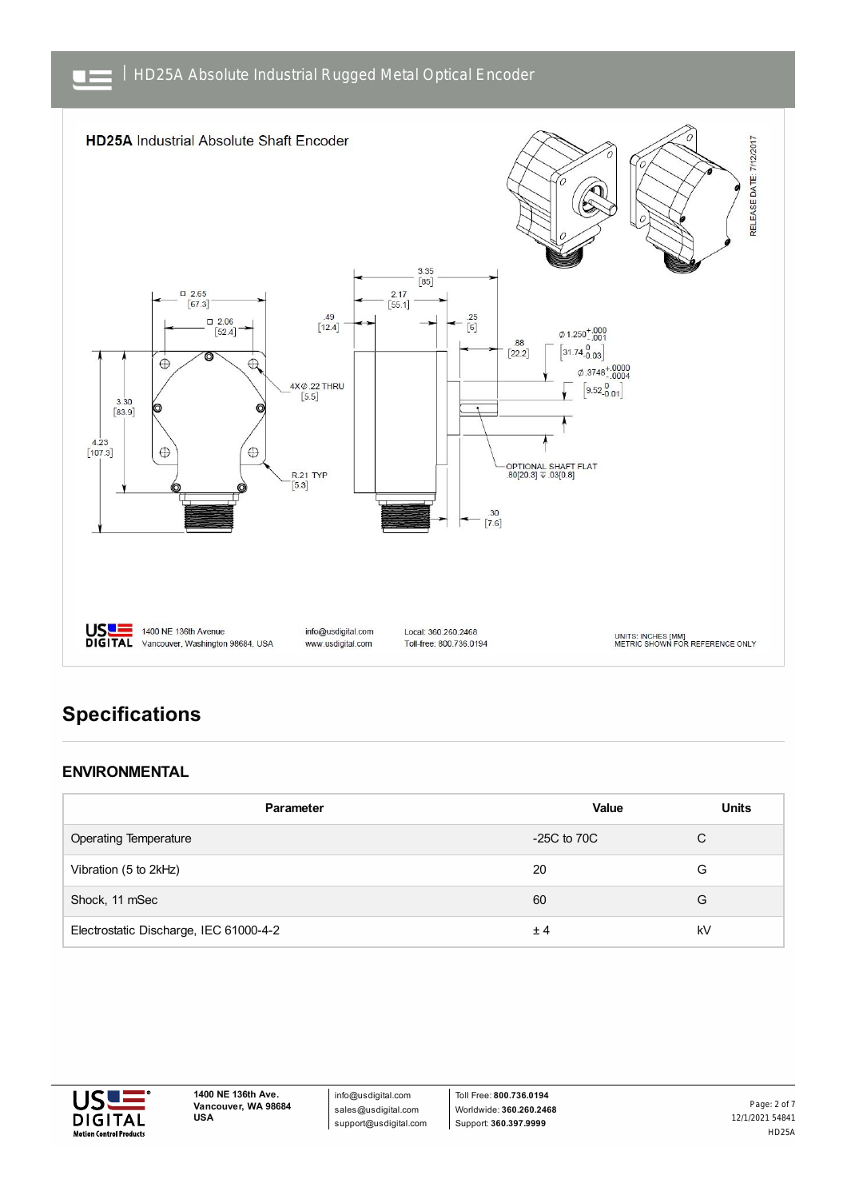## HD25A Industrial Absolute Shaft Encoder

RELEASE DATE: 7/12/2017

□ 2.65 [67.3]

□ 2.06 [52.4]

3.30 [83.9]

4.23 [107.3]

4X Ø .22 THRU [5.5]

R.21 TYP [5.3]

.49 [12.4]

3.35 [85]

2.17 [55.1]

.25 [6]

.88 [22.2]

Ø 1.250 $^{+.000}_{-.001}$ [31.74 $^{0}_{-0.03}$]

Ø .3748 $^{+.0000}_{-.0004}$ [9.52 $^{0}_{-0.01}$]

OPTIONAL SHAFT FLAT .80[20.3] ↧ .03[0.8]

.30 [7.6]

1400 NE 136th Avenue Vancouver, Washington 98684, USA

info@usdigital.com www.usdigital.com

Local: 360.260.2468 Toll-free: 800.736.0194

UNITS: INCHES [MM] METRIC SHOWN FOR REFERENCE ONLY

# Specifications

## ENVIRONMENTAL

| Parameter | Value | Units |
|---|---|---|
| Operating Temperature | -25C to 70C | C |
| Vibration (5 to 2kHz) | 20 | G |
| Shock, 11 mSec | 60 | G |
| Electrostatic Discharge, IEC 61000-4-2 | ± 4 | kV |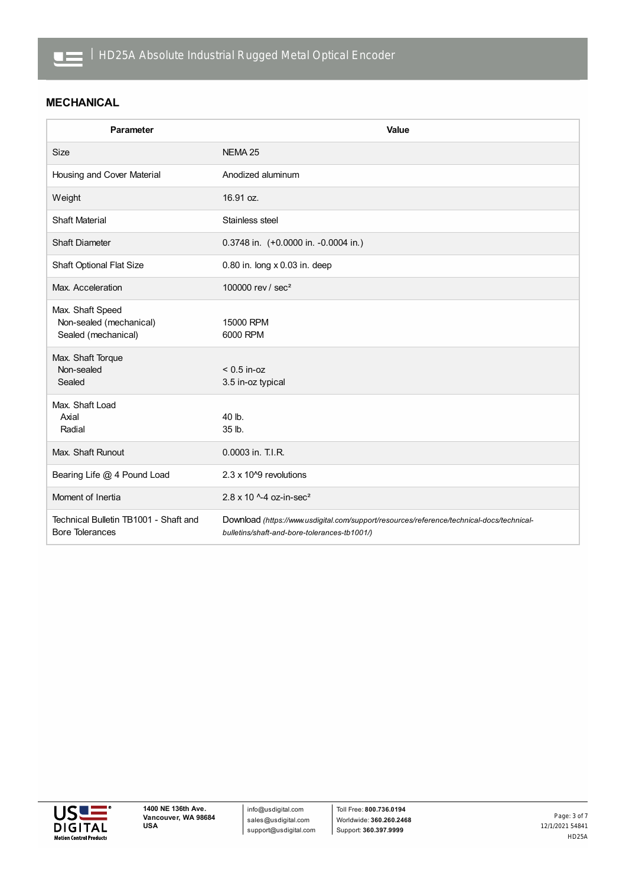## MECHANICAL

| Parameter | Value |
|---|---|
| Size | NEMA 25 |
| Housing and Cover Material | Anodized aluminum |
| Weight | 16.91 oz. |
| Shaft Material | Stainless steel |
| Shaft Diameter | 0.3748 in. (+0.0000 in. -0.0004 in.) |
| Shaft Optional Flat Size | 0.80 in. long x 0.03 in. deep |
| Max. Acceleration | 100000 rev / sec² |
| Max. Shaft Speed<br>Non-sealed (mechanical)<br>Sealed (mechanical) | <br>15000 RPM<br>6000 RPM |
| Max. Shaft Torque<br>Non-sealed<br>Sealed | <br>< 0.5 in-oz<br>3.5 in-oz typical |
| Max. Shaft Load<br>Axial<br>Radial | <br>40 lb.<br>35 lb. |
| Max. Shaft Runout | 0.0003 in. T.I.R. |
| Bearing Life @ 4 Pound Load | 2.3 x 10^9 revolutions |
| Moment of Inertia | 2.8 x 10 ^-4 oz-in-sec² |
| Technical Bulletin TB1001 - Shaft and Bore Tolerances | Download *(https://www.usdigital.com/support/resources/reference/technical-docs/technical-bulletins/shaft-and-bore-tolerances-tb1001/)* |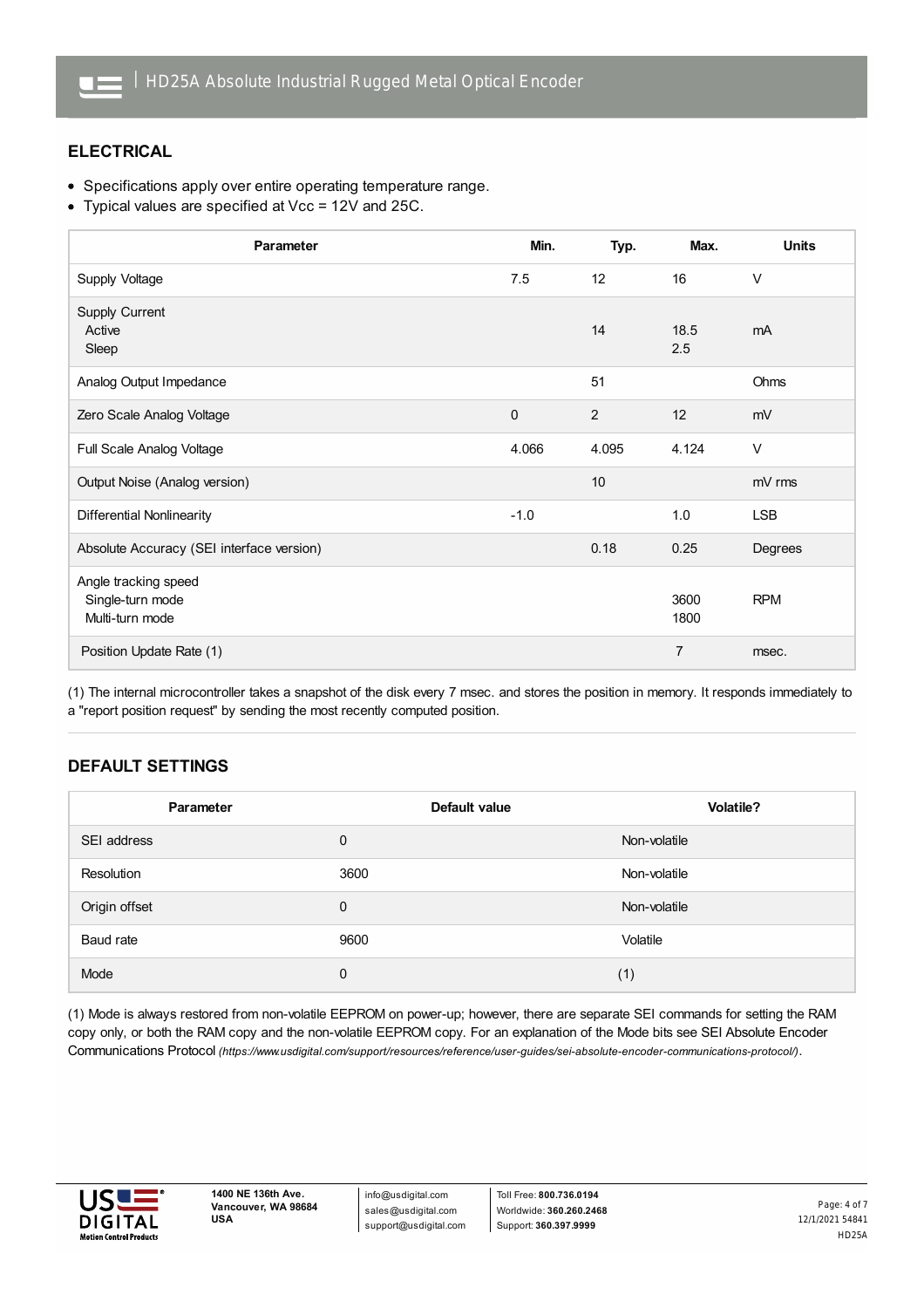## ELECTRICAL

- Specifications apply over entire operating temperature range.
- Typical values are specified at Vcc = 12V and 25C.

| Parameter | Min. | Typ. | Max. | Units |
|---|---|---|---|---|
| Supply Voltage | 7.5 | 12 | 16 | V |
| Supply Current<br>Active<br>Sleep | | 14 | 18.5<br>2.5 | mA |
| Analog Output Impedance | | 51 | | Ohms |
| Zero Scale Analog Voltage | 0 | 2 | 12 | mV |
| Full Scale Analog Voltage | 4.066 | 4.095 | 4.124 | V |
| Output Noise (Analog version) | | 10 | | mV rms |
| Differential Nonlinearity | -1.0 | | 1.0 | LSB |
| Absolute Accuracy (SEI interface version) | | 0.18 | 0.25 | Degrees |
| Angle tracking speed<br>Single-turn mode<br>Multi-turn mode | | | 3600<br>1800 | RPM |
| Position Update Rate (1) | | | 7 | msec. |

(1) The internal microcontroller takes a snapshot of the disk every 7 msec. and stores the position in memory. It responds immediately to a "report position request" by sending the most recently computed position.

## DEFAULT SETTINGS

| Parameter | Default value | Volatile? |
|---|---|---|
| SEI address | 0 | Non-volatile |
| Resolution | 3600 | Non-volatile |
| Origin offset | 0 | Non-volatile |
| Baud rate | 9600 | Volatile |
| Mode | 0 | (1) |

(1) Mode is always restored from non-volatile EEPROM on power-up; however, there are separate SEI commands for setting the RAM copy only, or both the RAM copy and the non-volatile EEPROM copy. For an explanation of the Mode bits see SEI Absolute Encoder Communications Protocol *(https://www.usdigital.com/support/resources/reference/user-guides/sei-absolute-encoder-communications-protocol/)*.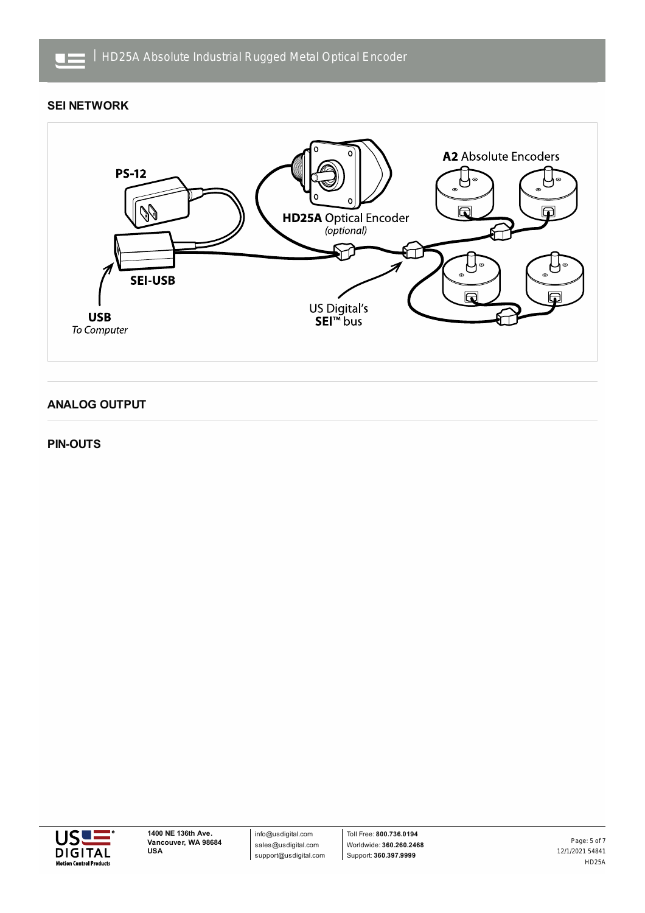## SEI NETWORK

PS-12

SEI-USB

USB
*To Computer*

**HD25A** Optical Encoder
*(optional)*

**A2** Absolute Encoders

US Digital's
**SEI**™ bus

## ANALOG OUTPUT

## PIN-OUTS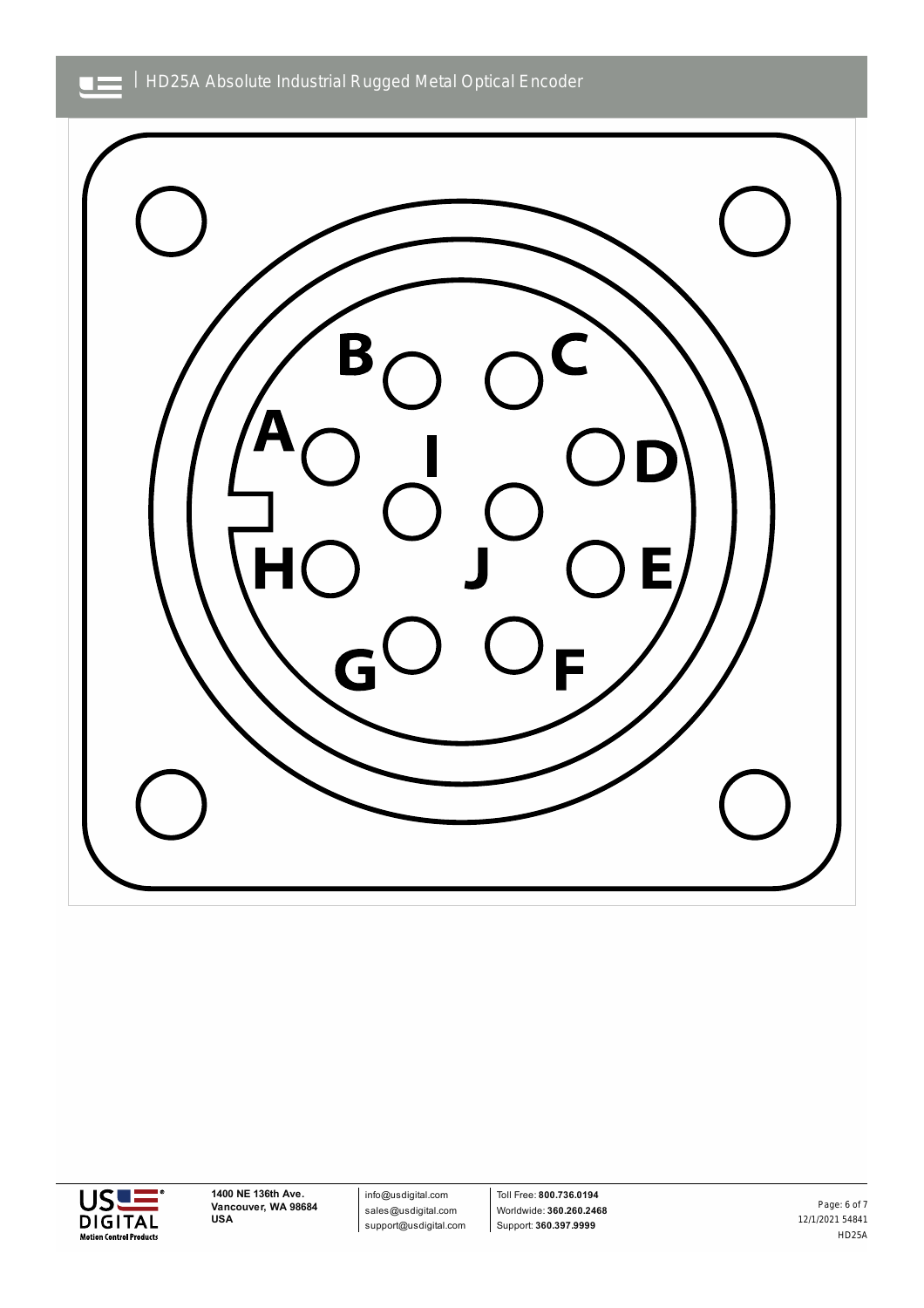B C

A I D

H J E

G F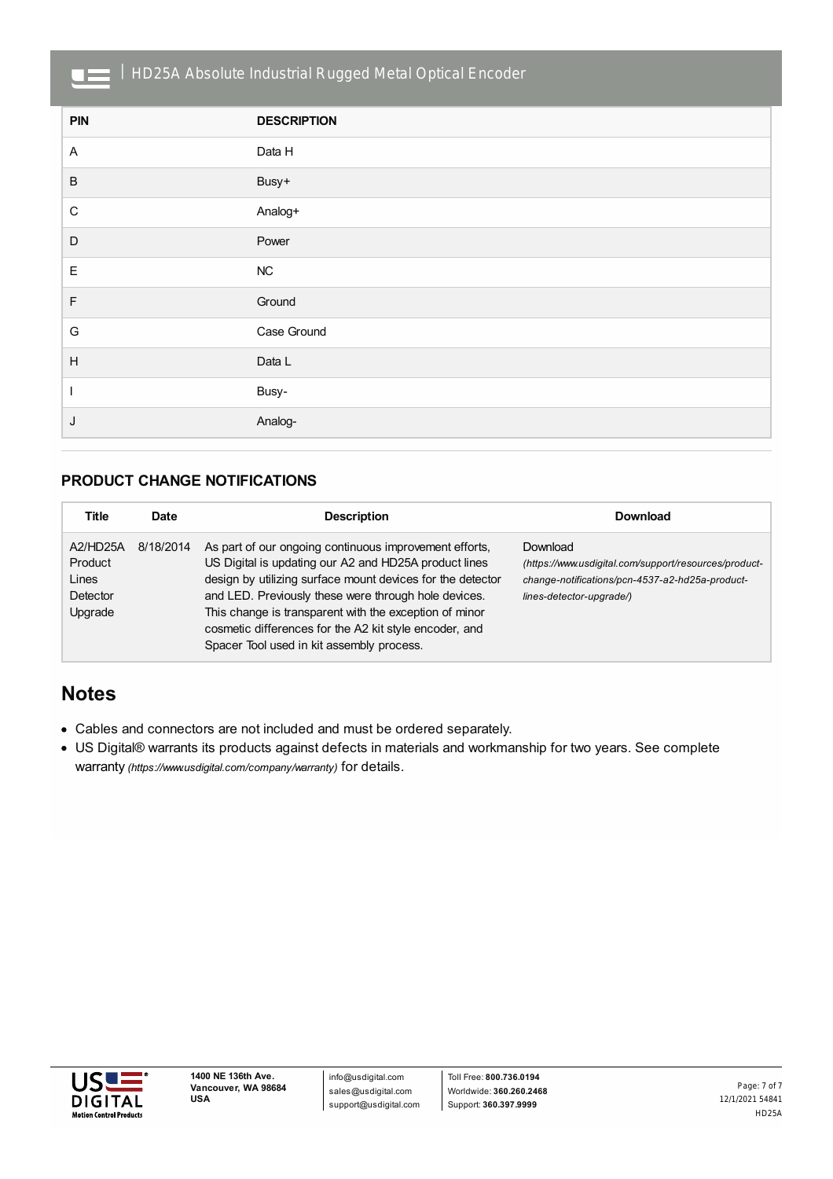| PIN | DESCRIPTION |
| --- | --- |
| A | Data H |
| B | Busy+ |
| C | Analog+ |
| D | Power |
| E | NC |
| F | Ground |
| G | Case Ground |
| H | Data L |
| I | Busy- |
| J | Analog- |

## PRODUCT CHANGE NOTIFICATIONS

| Title | Date | Description | Download |
| --- | --- | --- | --- |
| A2/HD25A Product Lines Detector Upgrade | 8/18/2014 | As part of our ongoing continuous improvement efforts, US Digital is updating our A2 and HD25A product lines design by utilizing surface mount devices for the detector and LED. Previously these were through hole devices. This change is transparent with the exception of minor cosmetic differences for the A2 kit style encoder, and Spacer Tool used in kit assembly process. | Download *(https://www.usdigital.com/support/resources/product-change-notifications/pcn-4537-a2-hd25a-product-lines-detector-upgrade/)* |

## Notes

- Cables and connectors are not included and must be ordered separately.
- US Digital® warrants its products against defects in materials and workmanship for two years. See complete warranty *(https://www.usdigital.com/company/warranty)* for details.